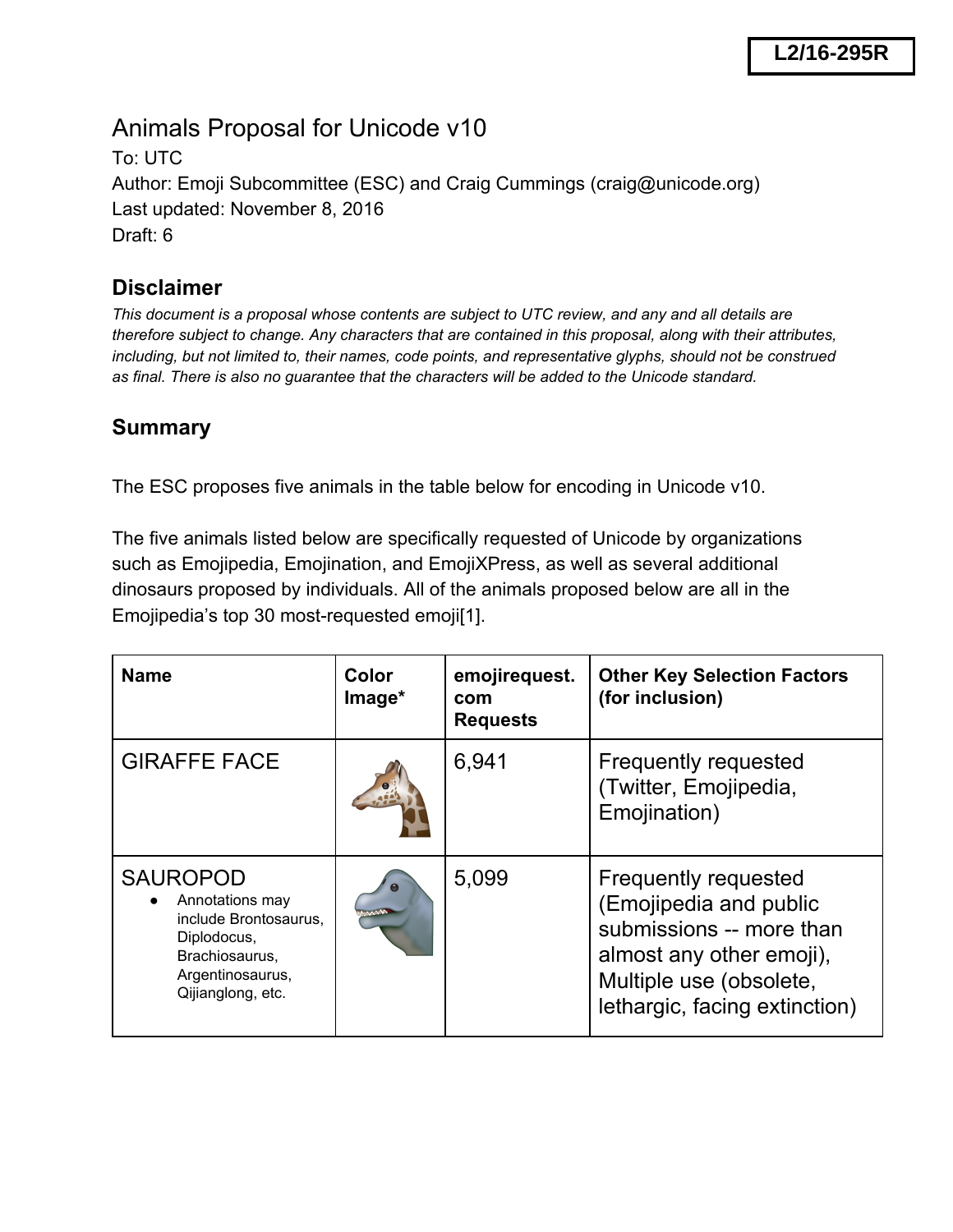L2/16-295R

# Animals Proposal for Unicode v10

To: UTC
Author: Emoji Subcommittee (ESC) and Craig Cummings (craig@unicode.org)
Last updated: November 8, 2016
Draft: 6

## Disclaimer

*This document is a proposal whose contents are subject to UTC review, and any and all details are therefore subject to change. Any characters that are contained in this proposal, along with their attributes, including, but not limited to, their names, code points, and representative glyphs, should not be construed as final. There is also no guarantee that the characters will be added to the Unicode standard.*

## Summary

The ESC proposes five animals in the table below for encoding in Unicode v10.

The five animals listed below are specifically requested of Unicode by organizations such as Emojipedia, Emojination, and EmojiXPress, as well as several additional dinosaurs proposed by individuals. All of the animals proposed below are all in the Emojipedia's top 30 most-requested emoji[1].

| Name | Color Image* | emojirequest.com Requests | Other Key Selection Factors (for inclusion) |
| --- | --- | --- | --- |
| GIRAFFE FACE | | 6,941 | Frequently requested (Twitter, Emojipedia, Emojination) |
| SAUROPOD<br>• Annotations may include Brontosaurus, Diplodocus, Brachiosaurus, Argentinosaurus, Qijianglong, etc. | | 5,099 | Frequently requested (Emojipedia and public submissions -- more than almost any other emoji), Multiple use (obsolete, lethargic, facing extinction) |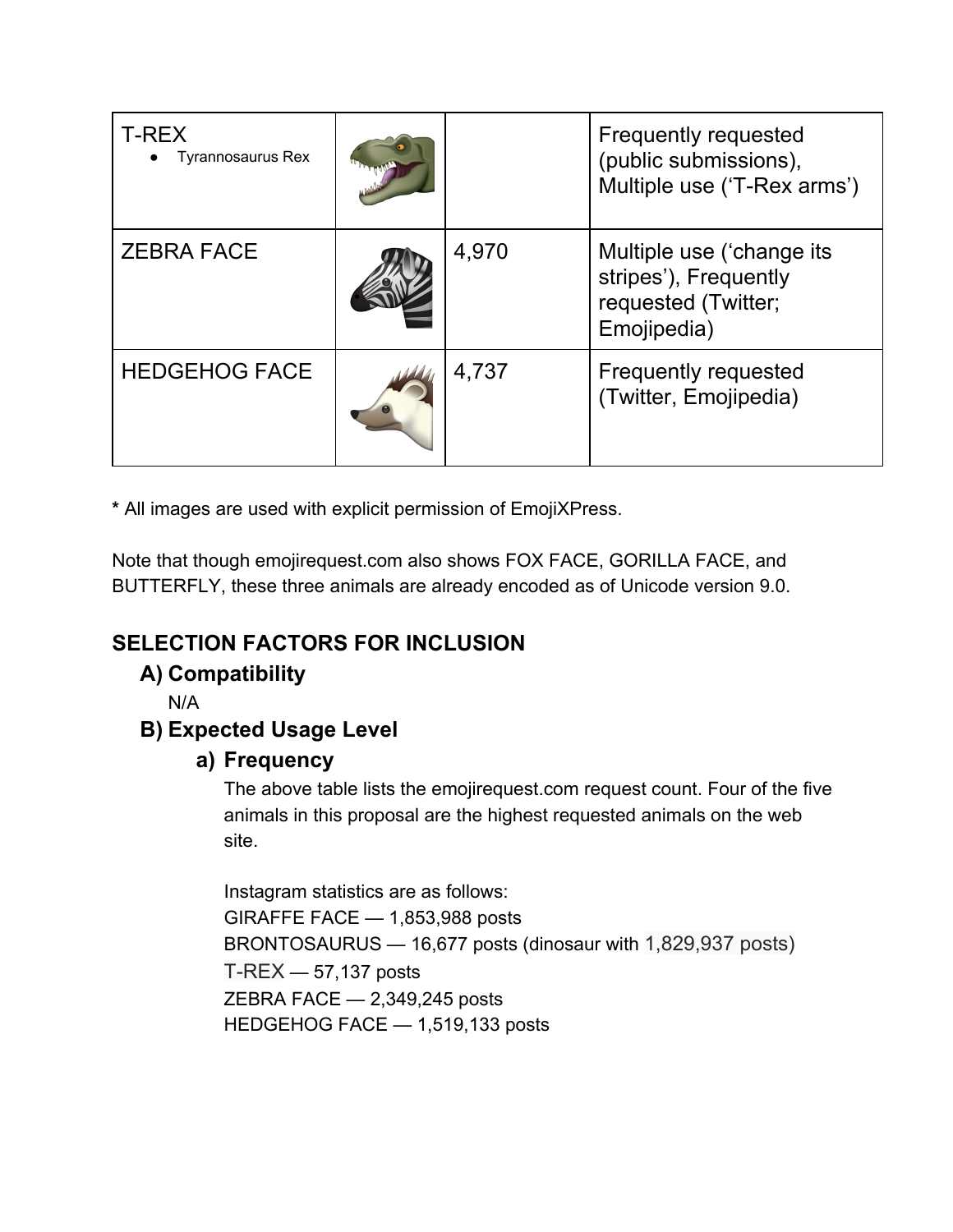| | | | |
|---|---|---|---|
| T-REX<br>● Tyrannosaurus Rex | | | Frequently requested (public submissions), Multiple use ('T-Rex arms') |
| ZEBRA FACE | | 4,970 | Multiple use ('change its stripes'), Frequently requested (Twitter; Emojipedia) |
| HEDGEHOG FACE | | 4,737 | Frequently requested (Twitter, Emojipedia) |

**\*** All images are used with explicit permission of EmojiXPress.

Note that though emojirequest.com also shows FOX FACE, GORILLA FACE, and BUTTERFLY, these three animals are already encoded as of Unicode version 9.0.

## SELECTION FACTORS FOR INCLUSION

### A) Compatibility

N/A

### B) Expected Usage Level

#### a) Frequency

The above table lists the emojirequest.com request count. Four of the five animals in this proposal are the highest requested animals on the web site.

Instagram statistics are as follows:
GIRAFFE FACE — 1,853,988 posts
BRONTOSAURUS — 16,677 posts (dinosaur with 1,829,937 posts)
T-REX — 57,137 posts
ZEBRA FACE — 2,349,245 posts
HEDGEHOG FACE — 1,519,133 posts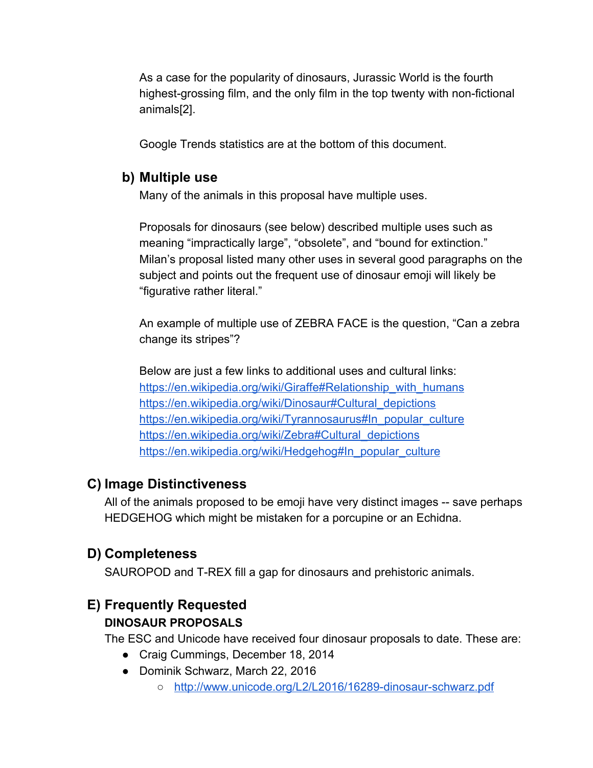As a case for the popularity of dinosaurs, Jurassic World is the fourth highest-grossing film, and the only film in the top twenty with non-fictional animals[2].

Google Trends statistics are at the bottom of this document.

### b) Multiple use

Many of the animals in this proposal have multiple uses.

Proposals for dinosaurs (see below) described multiple uses such as meaning “impractically large”, “obsolete”, and “bound for extinction.” Milan’s proposal listed many other uses in several good paragraphs on the subject and points out the frequent use of dinosaur emoji will likely be “figurative rather literal.”

An example of multiple use of ZEBRA FACE is the question, “Can a zebra change its stripes”?

Below are just a few links to additional uses and cultural links:
https://en.wikipedia.org/wiki/Giraffe#Relationship_with_humans
https://en.wikipedia.org/wiki/Dinosaur#Cultural_depictions
https://en.wikipedia.org/wiki/Tyrannosaurus#In_popular_culture
https://en.wikipedia.org/wiki/Zebra#Cultural_depictions
https://en.wikipedia.org/wiki/Hedgehog#In_popular_culture

## C) Image Distinctiveness

All of the animals proposed to be emoji have very distinct images -- save perhaps HEDGEHOG which might be mistaken for a porcupine or an Echidna.

## D) Completeness

SAUROPOD and T-REX fill a gap for dinosaurs and prehistoric animals.

## E) Frequently Requested

**DINOSAUR PROPOSALS**

The ESC and Unicode have received four dinosaur proposals to date. These are:

- Craig Cummings, December 18, 2014
- Dominik Schwarz, March 22, 2016
  - http://www.unicode.org/L2/L2016/16289-dinosaur-schwarz.pdf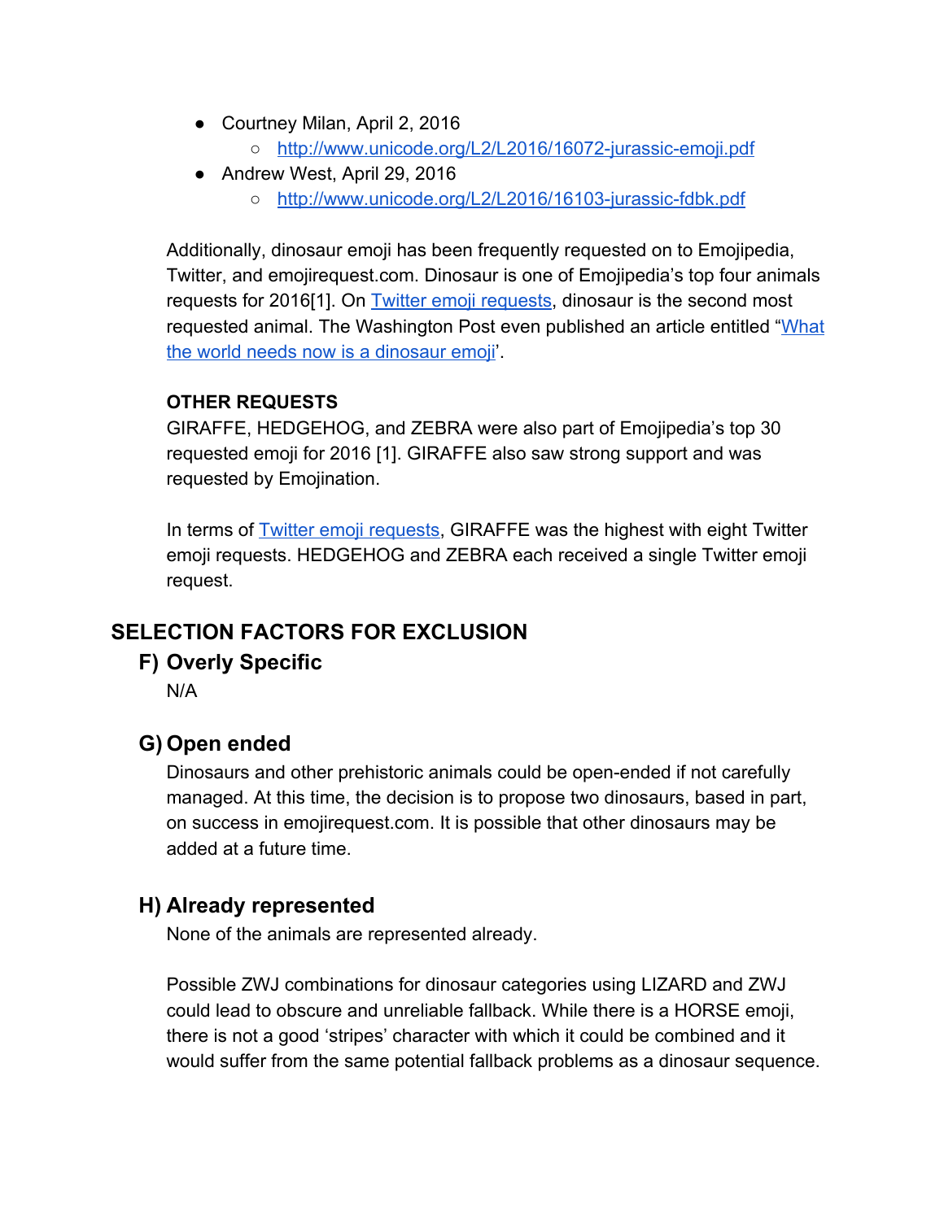- Courtney Milan, April 2, 2016
  - [http://www.unicode.org/L2/L2016/16072-jurassic-emoji.pdf](http://www.unicode.org/L2/L2016/16072-jurassic-emoji.pdf)
- Andrew West, April 29, 2016
  - [http://www.unicode.org/L2/L2016/16103-jurassic-fdbk.pdf](http://www.unicode.org/L2/L2016/16103-jurassic-fdbk.pdf)

Additionally, dinosaur emoji has been frequently requested on to Emojipedia, Twitter, and emojirequest.com. Dinosaur is one of Emojipedia's top four animals requests for 2016[1]. On Twitter emoji requests, dinosaur is the second most requested animal. The Washington Post even published an article entitled "What the world needs now is a dinosaur emoji'.

**OTHER REQUESTS**

GIRAFFE, HEDGEHOG, and ZEBRA were also part of Emojipedia's top 30 requested emoji for 2016 [1]. GIRAFFE also saw strong support and was requested by Emojination.

In terms of Twitter emoji requests, GIRAFFE was the highest with eight Twitter emoji requests. HEDGEHOG and ZEBRA each received a single Twitter emoji request.

## SELECTION FACTORS FOR EXCLUSION

### F) Overly Specific

N/A

### G) Open ended

Dinosaurs and other prehistoric animals could be open-ended if not carefully managed. At this time, the decision is to propose two dinosaurs, based in part, on success in emojirequest.com. It is possible that other dinosaurs may be added at a future time.

### H) Already represented

None of the animals are represented already.

Possible ZWJ combinations for dinosaur categories using LIZARD and ZWJ could lead to obscure and unreliable fallback. While there is a HORSE emoji, there is not a good 'stripes' character with which it could be combined and it would suffer from the same potential fallback problems as a dinosaur sequence.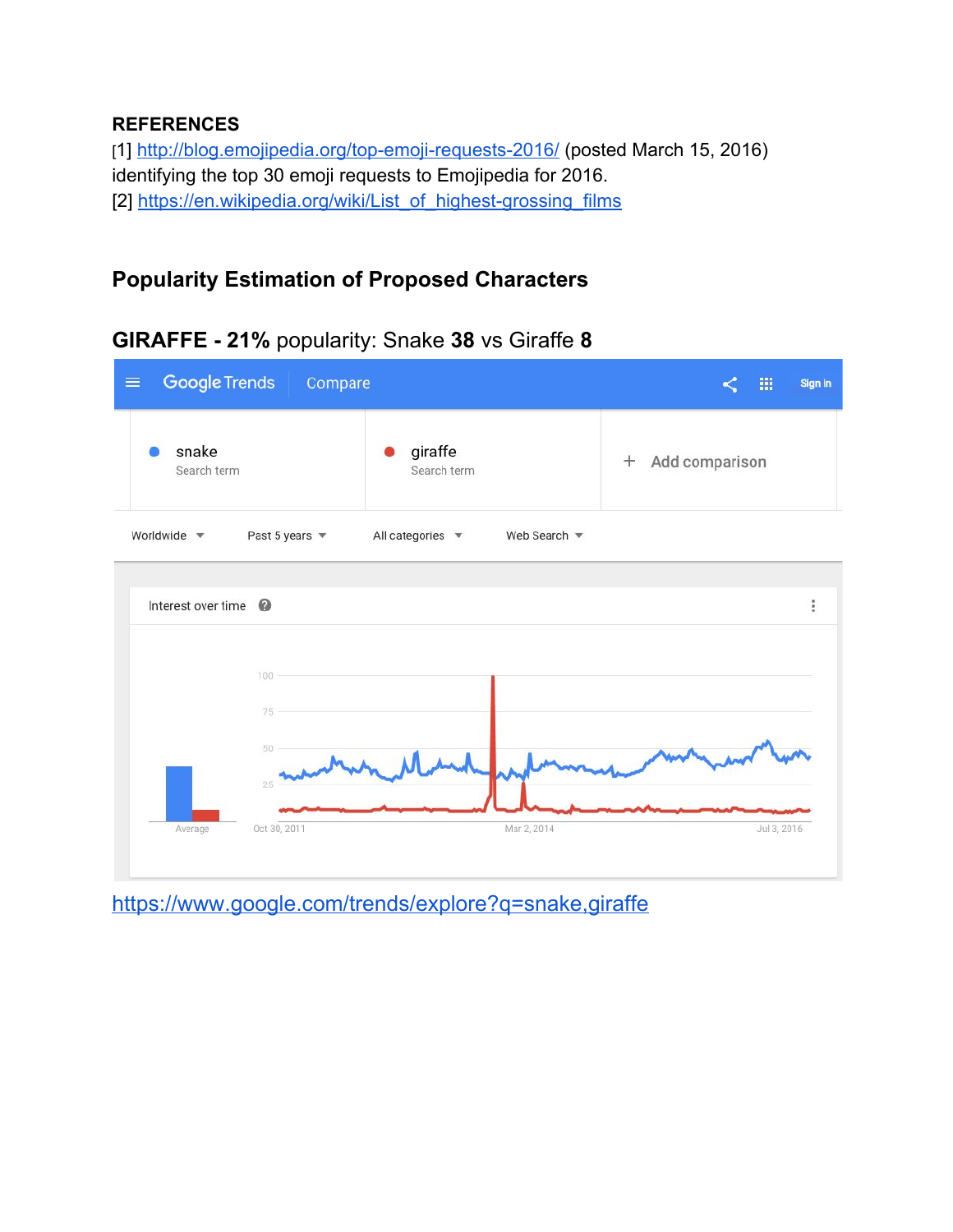**REFERENCES**

[1] http://blog.emojipedia.org/top-emoji-requests-2016/ (posted March 15, 2016) identifying the top 30 emoji requests to Emojipedia for 2016.

[2] https://en.wikipedia.org/wiki/List_of_highest-grossing_films

## Popularity Estimation of Proposed Characters

### GIRAFFE - 21% popularity: Snake 38 vs Giraffe 8

https://www.google.com/trends/explore?q=snake,giraffe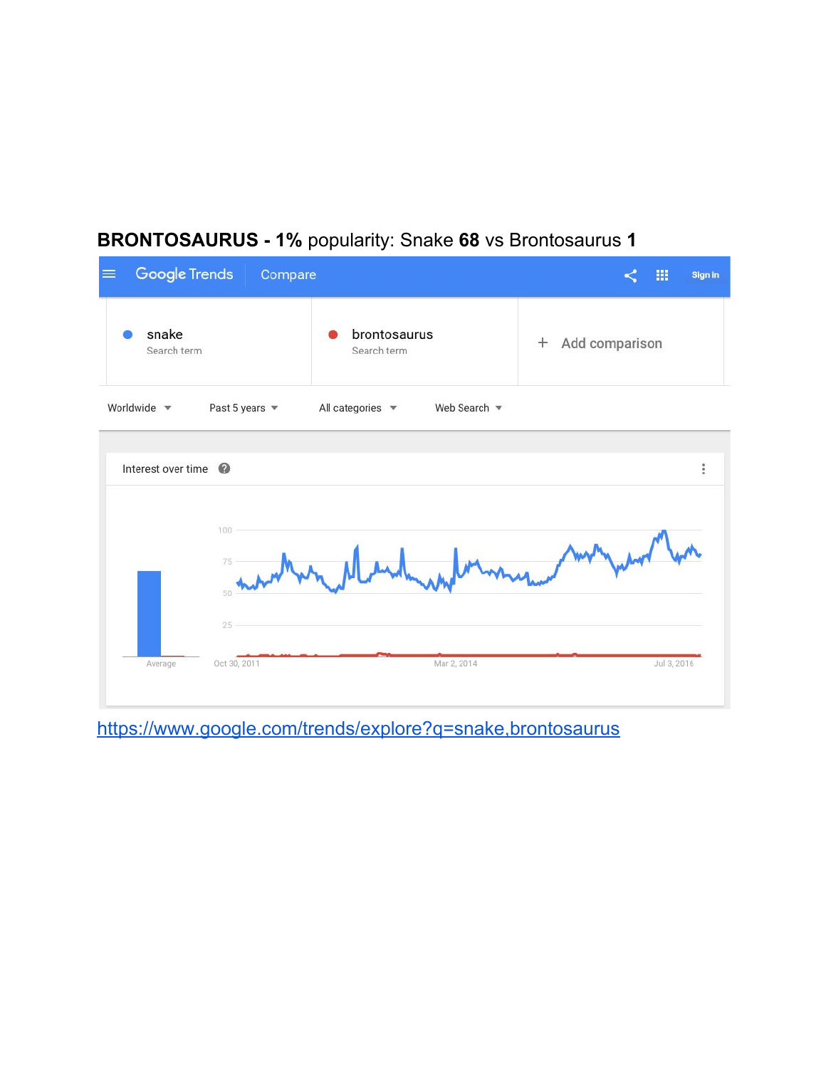**BRONTOSAURUS - 1%** popularity: Snake **68** vs Brontosaurus **1**

Google Trends | Compare

snake
Search term

brontosaurus
Search term

+ Add comparison

Worldwide | Past 5 years | All categories | Web Search

Interest over time

100
75
50
25

Average | Oct 30, 2011 | Mar 2, 2014 | Jul 3, 2016

[https://www.google.com/trends/explore?q=snake,brontosaurus](https://www.google.com/trends/explore?q=snake,brontosaurus)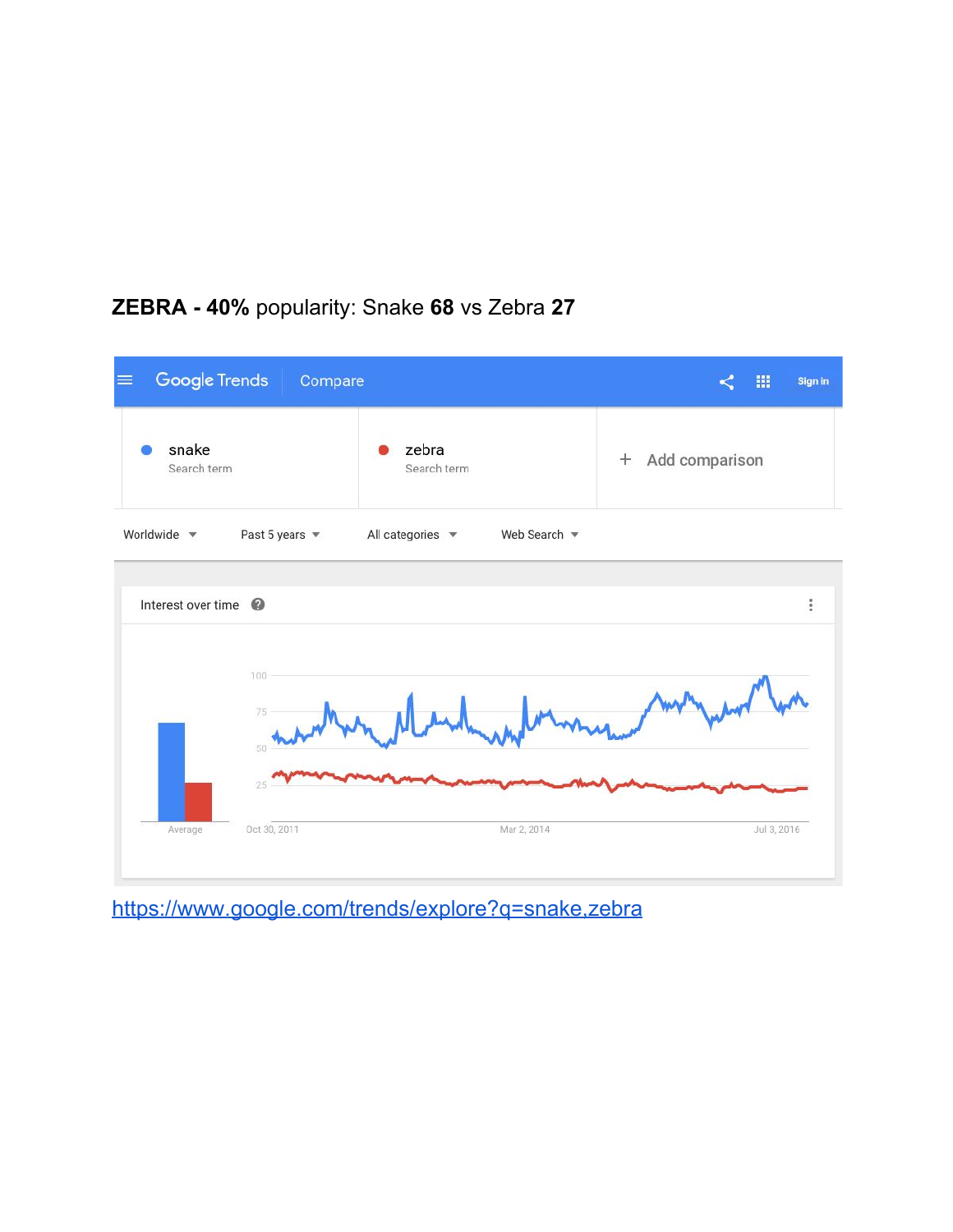**ZEBRA - 40%** popularity: Snake **68** vs Zebra **27**

Google Trends | Compare

snake
Search term

zebra
Search term

+ Add comparison

Worldwide | Past 5 years | All categories | Web Search

Interest over time

100
75
50
25

Average

Oct 30, 2011 | Mar 2, 2014 | Jul 3, 2016

https://www.google.com/trends/explore?q=snake,zebra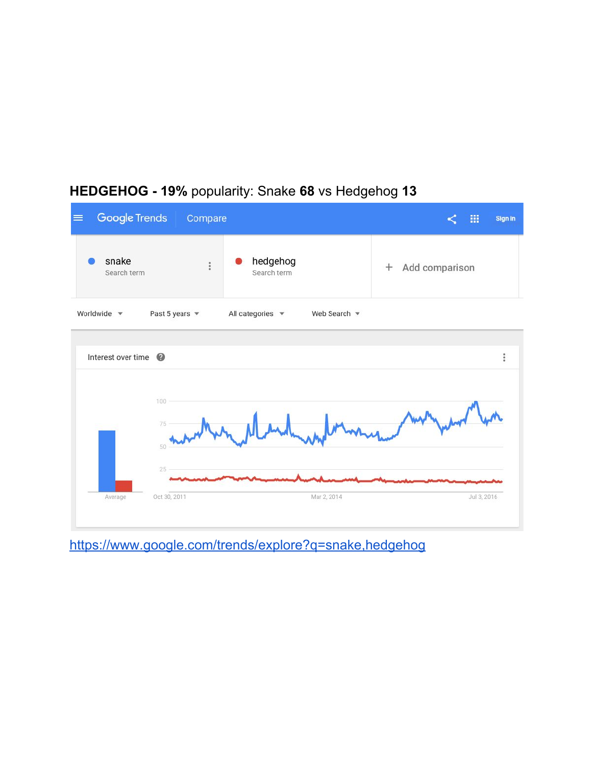**HEDGEHOG - 19%** popularity: Snake **68** vs Hedgehog **13**

Google Trends | Compare

snake
Search term

hedgehog
Search term

+ Add comparison

Worldwide | Past 5 years | All categories | Web Search

Interest over time

100
75
50
25

Average

Oct 30, 2011 | Mar 2, 2014 | Jul 3, 2016

https://www.google.com/trends/explore?q=snake,hedgehog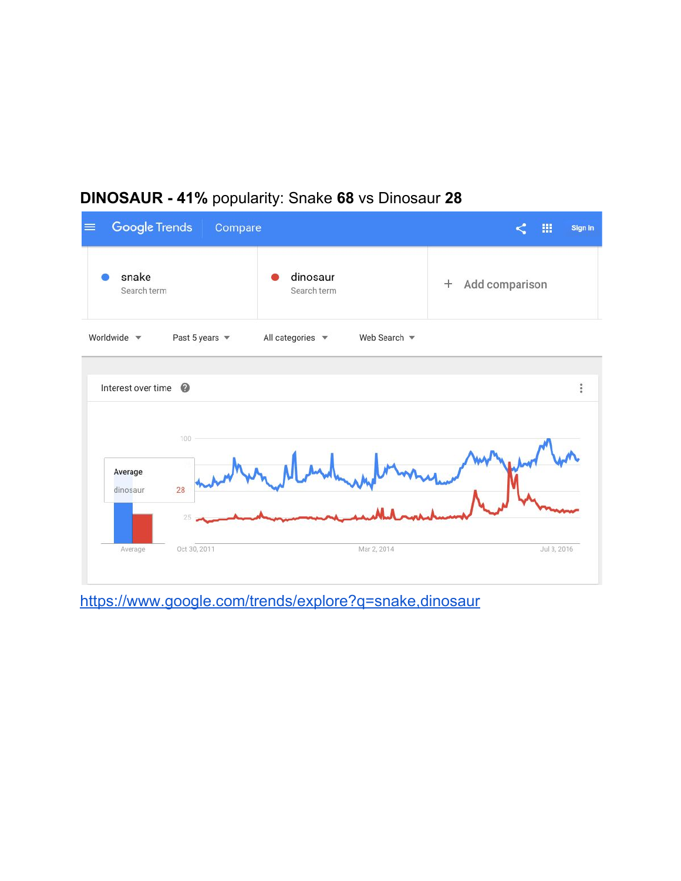**DINOSAUR - 41%** popularity: Snake **68** vs Dinosaur **28**

Google Trends Compare

snake
Search term

dinosaur
Search term

+ Add comparison

Worldwide | Past 5 years | All categories | Web Search

Interest over time

Average
dinosaur 28

100
25

Average

Oct 30, 2011 | Mar 2, 2014 | Jul 3, 2016

[https://www.google.com/trends/explore?q=snake,dinosaur](https://www.google.com/trends/explore?q=snake,dinosaur)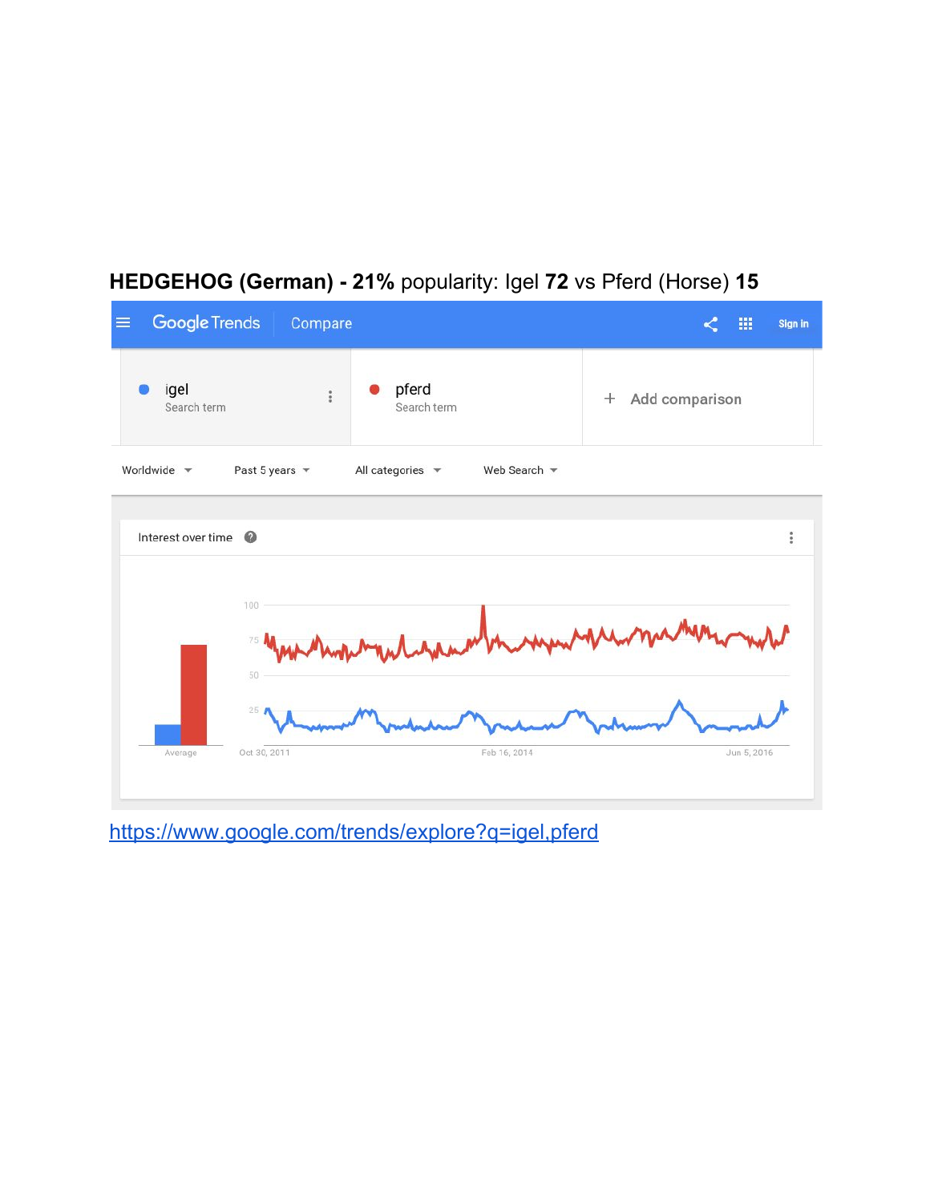**HEDGEHOG (German) - 21%** popularity: Igel **72** vs Pferd (Horse) **15**

Google Trends | Compare

igel
Search term

pferd
Search term

+ Add comparison

Worldwide | Past 5 years | All categories | Web Search

Interest over time

100
75
50
25

Average

Oct 30, 2011 | Feb 16, 2014 | Jun 5, 2016

https://www.google.com/trends/explore?q=igel,pferd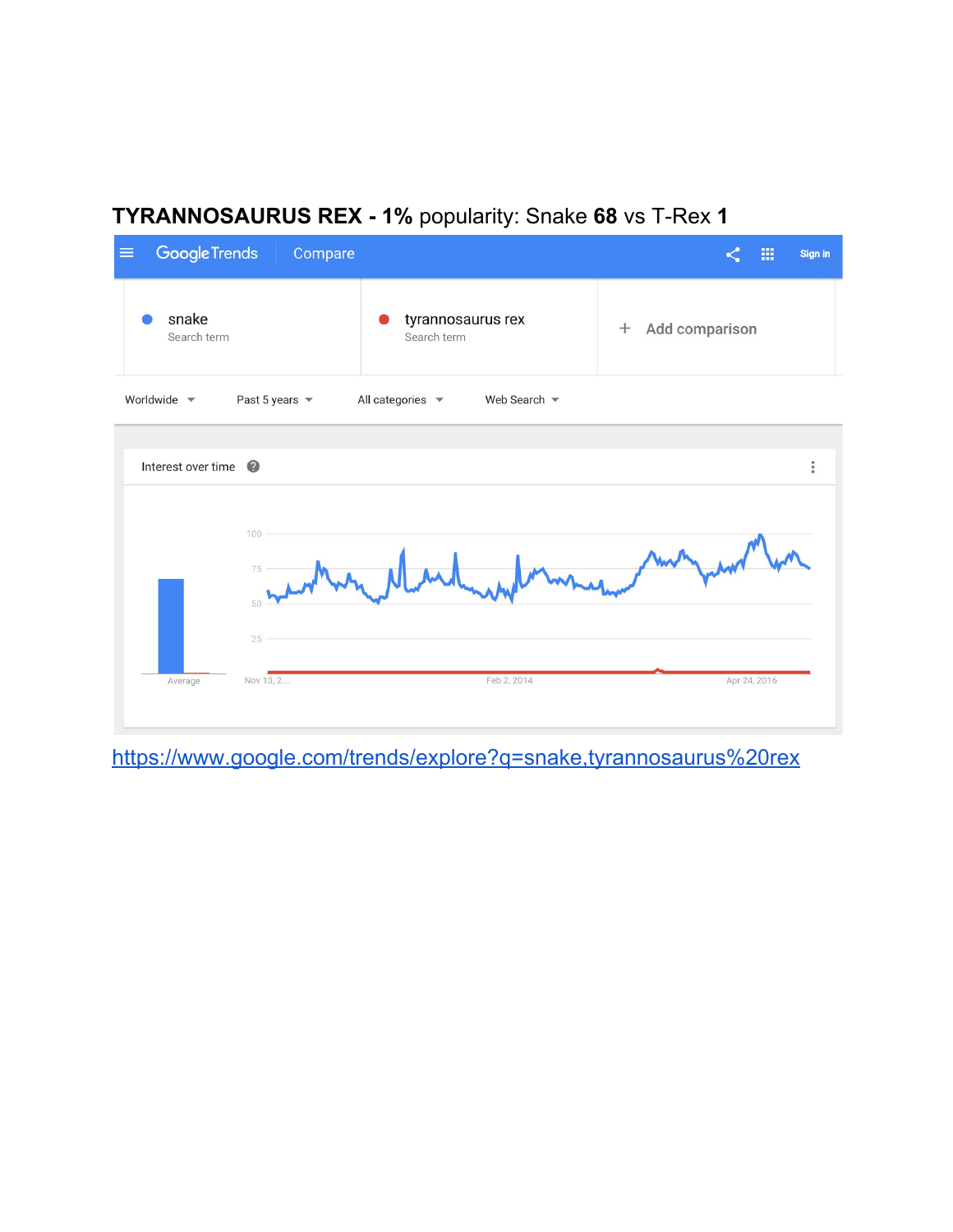**TYRANNOSAURUS REX - 1%** popularity: Snake **68** vs T-Rex **1**

Google Trends

Compare

Sign in

snake

Search term

tyrannosaurus rex

Search term

Add comparison

Worldwide

Past 5 years

All categories

Web Search

Interest over time

100

75

50

25

Average

Nov 13, 2...

Feb 2, 2014

Apr 24, 2016

https://www.google.com/trends/explore?q=snake,tyrannosaurus%20rex